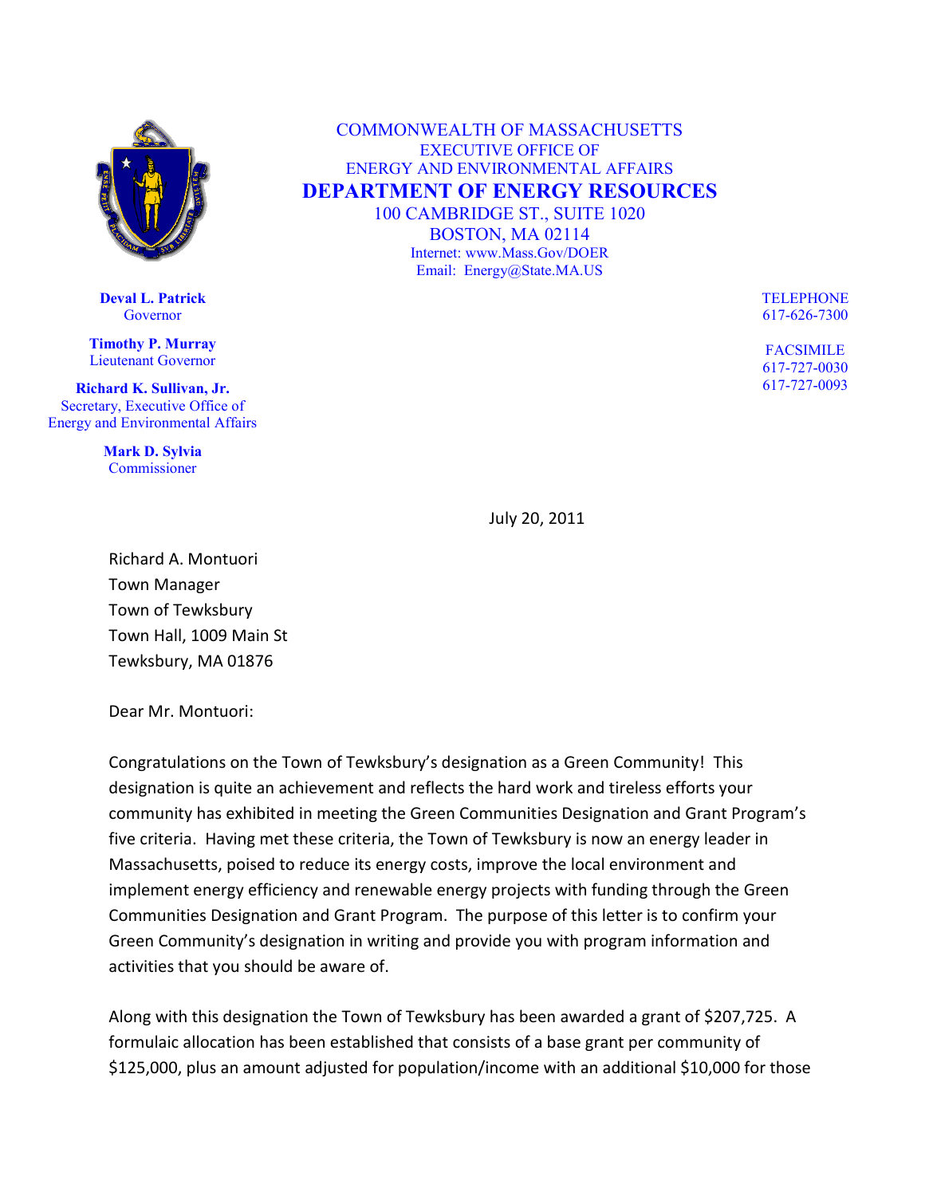COMMONWEALTH OF MASSACHUSETTS
EXECUTIVE OFFICE OF
ENERGY AND ENVIRONMENTAL AFFAIRS

**DEPARTMENT OF ENERGY RESOURCES**

100 CAMBRIDGE ST., SUITE 1020
BOSTON, MA 02114
Internet: www.Mass.Gov/DOER
Email: Energy@State.MA.US

**Deval L. Patrick**
Governor

**Timothy P. Murray**
Lieutenant Governor

**Richard K. Sullivan, Jr.**
Secretary, Executive Office of Energy and Environmental Affairs

**Mark D. Sylvia**
Commissioner

TELEPHONE
617-626-7300

FACSIMILE
617-727-0030
617-727-0093

July 20, 2011

Richard A. Montuori
Town Manager
Town of Tewksbury
Town Hall, 1009 Main St
Tewksbury, MA 01876

Dear Mr. Montuori:

Congratulations on the Town of Tewksbury's designation as a Green Community! This designation is quite an achievement and reflects the hard work and tireless efforts your community has exhibited in meeting the Green Communities Designation and Grant Program's five criteria. Having met these criteria, the Town of Tewksbury is now an energy leader in Massachusetts, poised to reduce its energy costs, improve the local environment and implement energy efficiency and renewable energy projects with funding through the Green Communities Designation and Grant Program. The purpose of this letter is to confirm your Green Community's designation in writing and provide you with program information and activities that you should be aware of.

Along with this designation the Town of Tewksbury has been awarded a grant of $207,725. A formulaic allocation has been established that consists of a base grant per community of $125,000, plus an amount adjusted for population/income with an additional $10,000 for those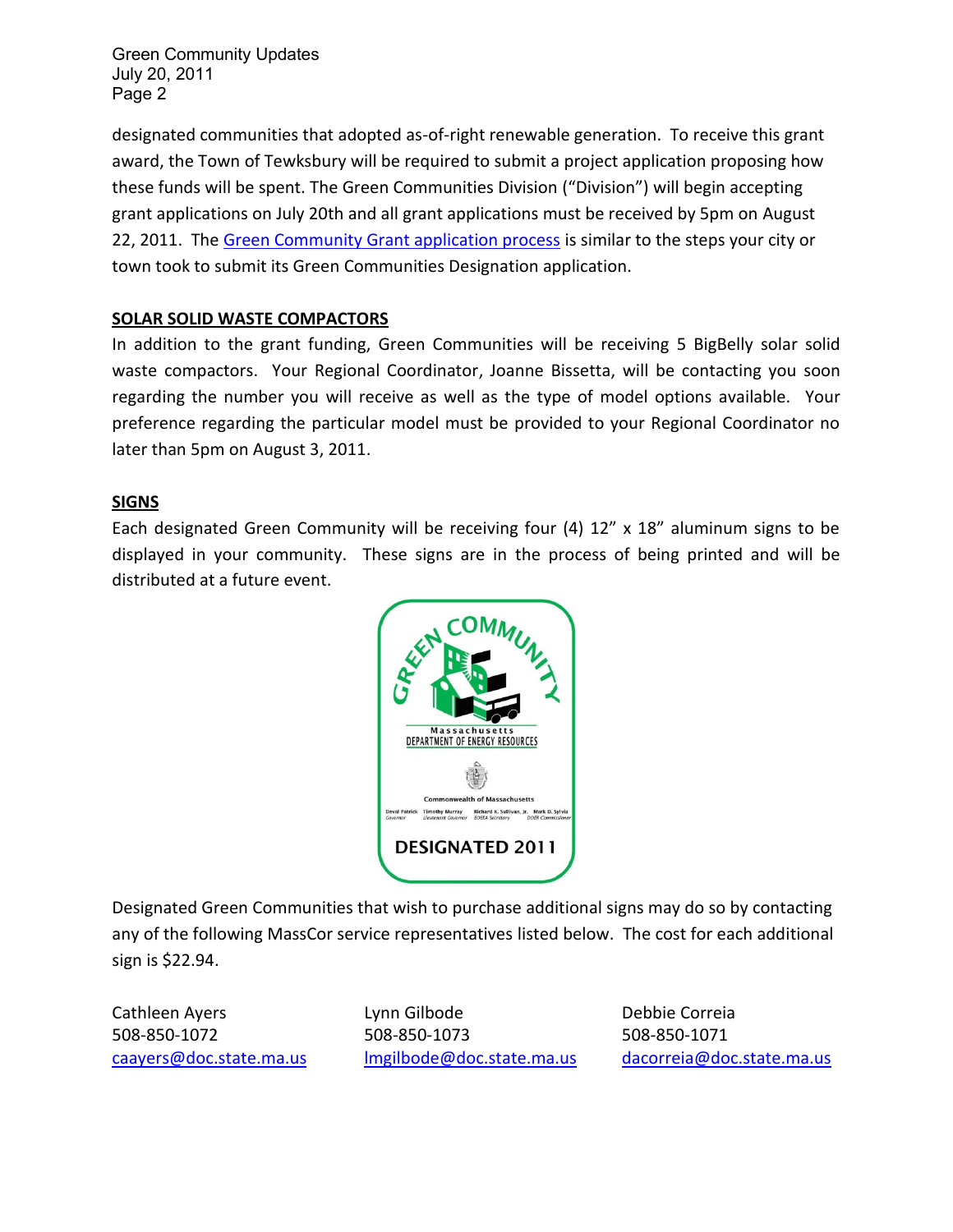designated communities that adopted as-of-right renewable generation. To receive this grant award, the Town of Tewksbury will be required to submit a project application proposing how these funds will be spent. The Green Communities Division ("Division") will begin accepting grant applications on July 20th and all grant applications must be received by 5pm on August 22, 2011. The Green Community Grant application process is similar to the steps your city or town took to submit its Green Communities Designation application.

## SOLAR SOLID WASTE COMPACTORS

In addition to the grant funding, Green Communities will be receiving 5 BigBelly solar solid waste compactors. Your Regional Coordinator, Joanne Bissetta, will be contacting you soon regarding the number you will receive as well as the type of model options available. Your preference regarding the particular model must be provided to your Regional Coordinator no later than 5pm on August 3, 2011.

## SIGNS

Each designated Green Community will be receiving four (4) 12" x 18" aluminum signs to be displayed in your community. These signs are in the process of being printed and will be distributed at a future event.

Designated Green Communities that wish to purchase additional signs may do so by contacting any of the following MassCor service representatives listed below. The cost for each additional sign is $22.94.

Cathleen Ayers
508-850-1072
caayers@doc.state.ma.us

Lynn Gilbode
508-850-1073
lmgilbode@doc.state.ma.us

Debbie Correia
508-850-1071
dacorreia@doc.state.ma.us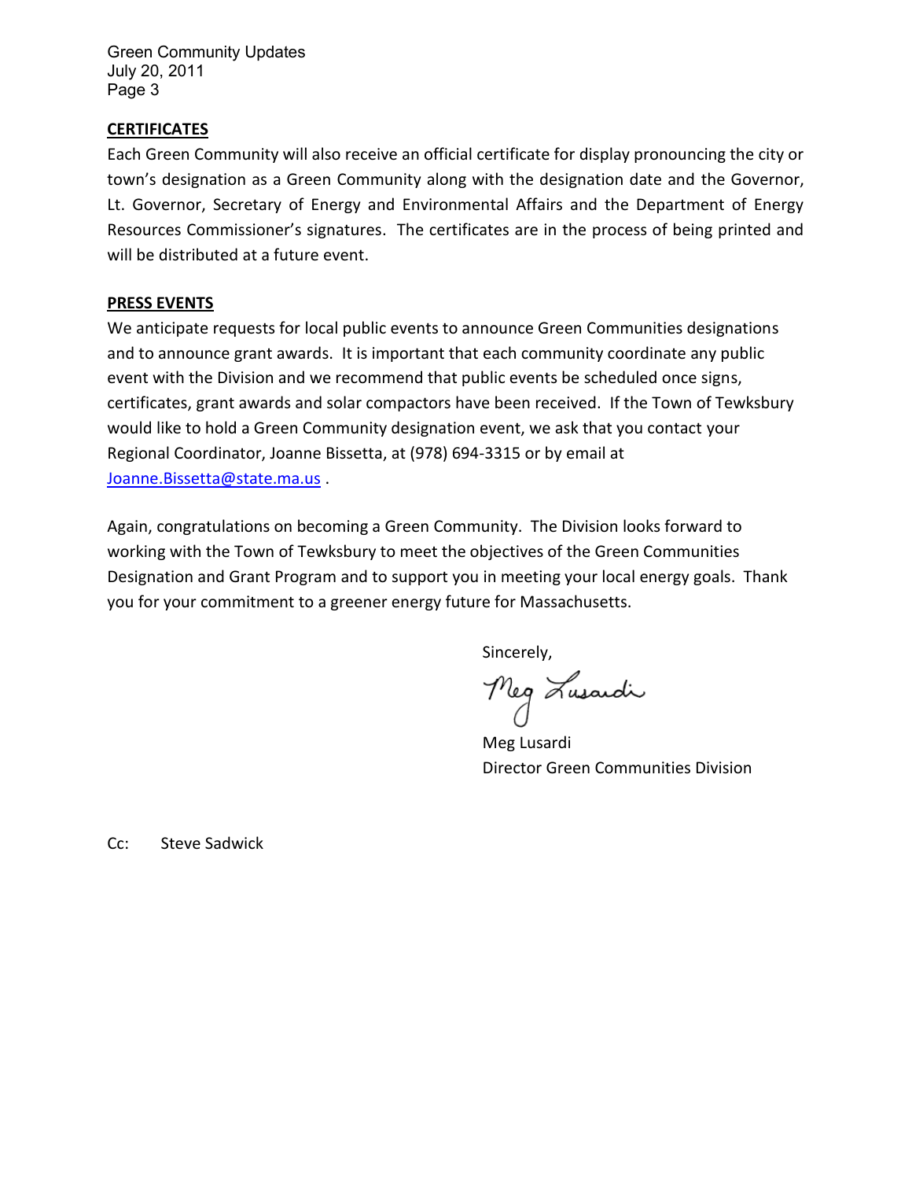## CERTIFICATES

Each Green Community will also receive an official certificate for display pronouncing the city or town's designation as a Green Community along with the designation date and the Governor, Lt. Governor, Secretary of Energy and Environmental Affairs and the Department of Energy Resources Commissioner's signatures. The certificates are in the process of being printed and will be distributed at a future event.

## PRESS EVENTS

We anticipate requests for local public events to announce Green Communities designations and to announce grant awards. It is important that each community coordinate any public event with the Division and we recommend that public events be scheduled once signs, certificates, grant awards and solar compactors have been received. If the Town of Tewksbury would like to hold a Green Community designation event, we ask that you contact your Regional Coordinator, Joanne Bissetta, at (978) 694-3315 or by email at Joanne.Bissetta@state.ma.us .

Again, congratulations on becoming a Green Community. The Division looks forward to working with the Town of Tewksbury to meet the objectives of the Green Communities Designation and Grant Program and to support you in meeting your local energy goals. Thank you for your commitment to a greener energy future for Massachusetts.

Sincerely,

Meg Lusardi

Meg Lusardi
Director Green Communities Division

Cc: Steve Sadwick